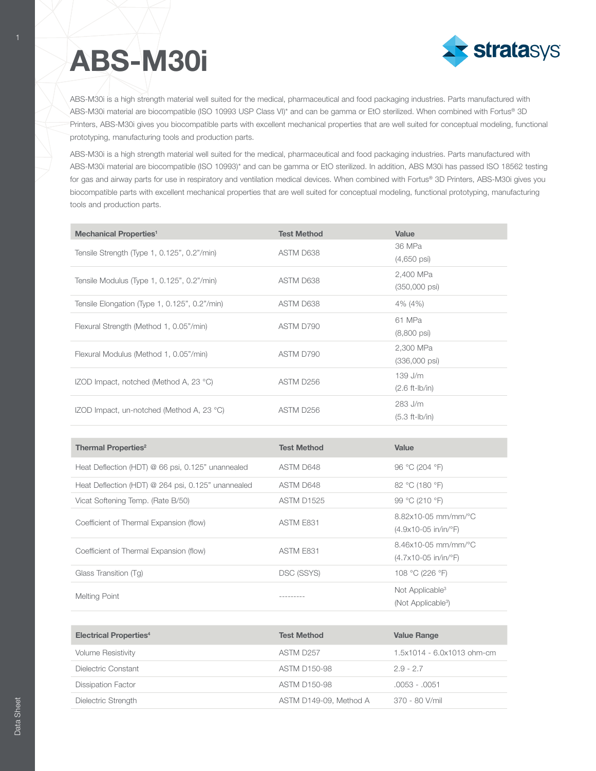# ABS-M30i

ABS-M30i is a high strength material well suited for the medical, pharmaceutical and food packaging industries. Parts manufactured with ABS-M30i material are biocompatible (ISO 10993 USP Class VI)* and can be gamma or EtO sterilized. When combined with Fortus® 3D Printers, ABS-M30i gives you biocompatible parts with excellent mechanical properties that are well suited for conceptual modeling, functional prototyping, manufacturing tools and production parts.

ABS-M30i is a high strength material well suited for the medical, pharmaceutical and food packaging industries. Parts manufactured with ABS-M30i material are biocompatible (ISO 10993)* and can be gamma or EtO sterilized. In addition, ABS M30i has passed ISO 18562 testing for gas and airway parts for use in respiratory and ventilation medical devices. When combined with Fortus® 3D Printers, ABS-M30i gives you biocompatible parts with excellent mechanical properties that are well suited for conceptual modeling, functional prototyping, manufacturing tools and production parts.

| Mechanical Properties[1] | Test Method | Value |
| --- | --- | --- |
| Tensile Strength (Type 1, 0.125", 0.2"/min) | ASTM D638 | 36 MPa (4,650 psi) |
| Tensile Modulus (Type 1, 0.125", 0.2"/min) | ASTM D638 | 2,400 MPa (350,000 psi) |
| Tensile Elongation (Type 1, 0.125", 0.2"/min) | ASTM D638 | 4% (4%) |
| Flexural Strength (Method 1, 0.05"/min) | ASTM D790 | 61 MPa (8,800 psi) |
| Flexural Modulus (Method 1, 0.05"/min) | ASTM D790 | 2,300 MPa (336,000 psi) |
| IZOD Impact, notched (Method A, 23 °C) | ASTM D256 | 139 J/m (2.6 ft-lb/in) |
| IZOD Impact, un-notched (Method A, 23 °C) | ASTM D256 | 283 J/m (5.3 ft-lb/in) |

| Thermal Properties[2] | Test Method | Value |
| --- | --- | --- |
| Heat Deflection (HDT) @ 66 psi, 0.125" unannealed | ASTM D648 | 96 °C (204 °F) |
| Heat Deflection (HDT) @ 264 psi, 0.125" unannealed | ASTM D648 | 82 °C (180 °F) |
| Vicat Softening Temp. (Rate B/50) | ASTM D1525 | 99 °C (210 °F) |
| Coefficient of Thermal Expansion (flow) | ASTM E831 | 8.82x10-05 mm/mm/°C (4.9x10-05 in/in/°F) |
| Coefficient of Thermal Expansion (flow) | ASTM E831 | 8.46x10-05 mm/mm/°C (4.7x10-05 in/in/°F) |
| Glass Transition (Tg) | DSC (SSYS) | 108 °C (226 °F) |
| Melting Point | --------- | Not Applicable[3] (Not Applicable[3]) |

| Electrical Properties[4] | Test Method | Value Range |
| --- | --- | --- |
| Volume Resistivity | ASTM D257 | 1.5x1014 - 6.0x1013 ohm-cm |
| Dielectric Constant | ASTM D150-98 | 2.9 - 2.7 |
| Dissipation Factor | ASTM D150-98 | .0053 - .0051 |
| Dielectric Strength | ASTM D149-09, Method A | 370 - 80 V/mil |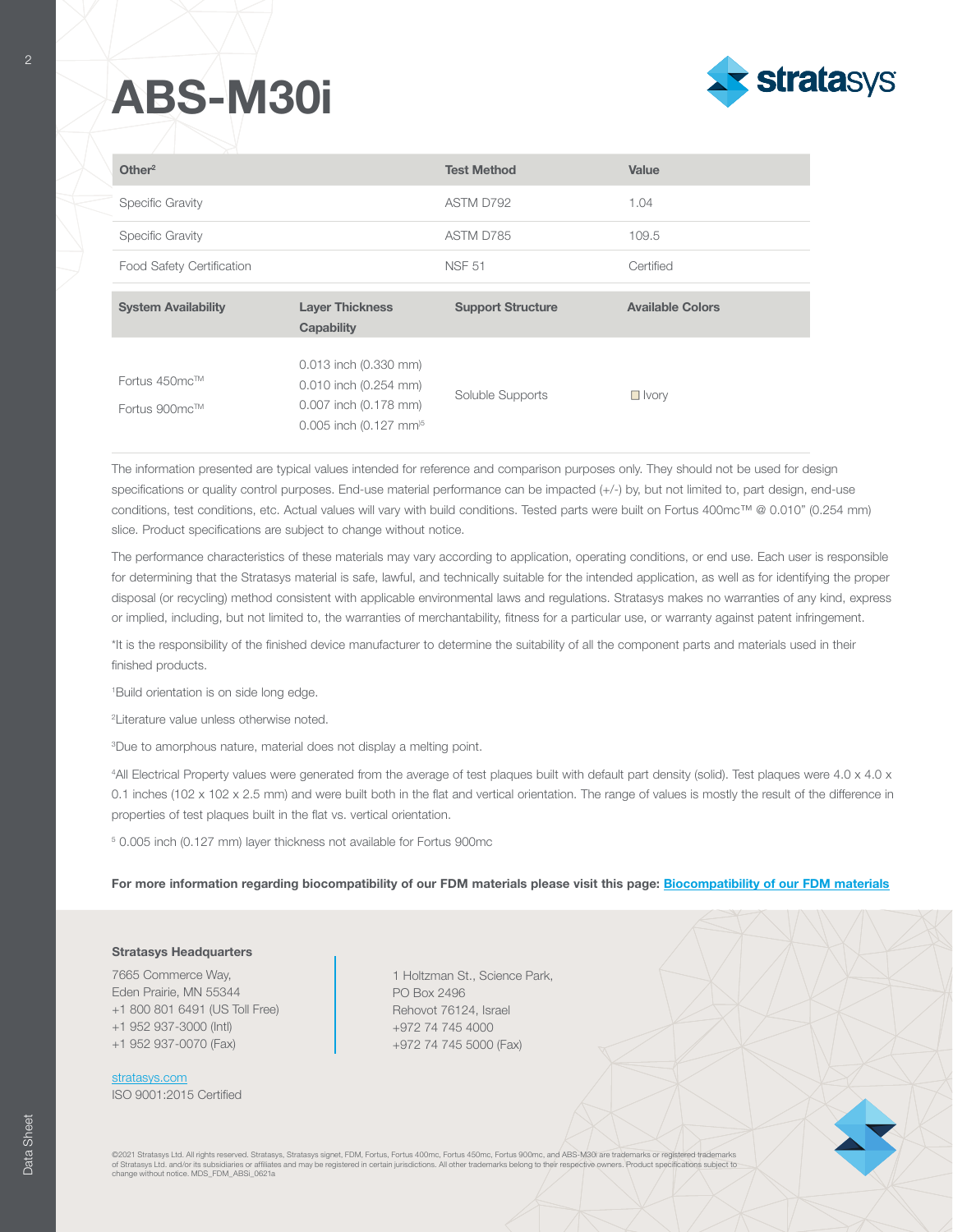# ABS-M30i

| Other[2] | Test Method | Value |
|---|---|---|
| Specific Gravity | ASTM D792 | 1.04 |
| Specific Gravity | ASTM D785 | 109.5 |
| Food Safety Certification | NSF 51 | Certified |

| System Availability | Layer Thickness Capability | Support Structure | Available Colors |
|---|---|---|---|
| Fortus 450mc™<br>Fortus 900mc™ | 0.013 inch (0.330 mm)<br>0.010 inch (0.254 mm)<br>0.007 inch (0.178 mm)<br>0.005 inch (0.127 mm[5] | Soluble Supports | Ivory |

The information presented are typical values intended for reference and comparison purposes only. They should not be used for design specifications or quality control purposes. End-use material performance can be impacted (+/-) by, but not limited to, part design, end-use conditions, test conditions, etc. Actual values will vary with build conditions. Tested parts were built on Fortus 400mc™ @ 0.010" (0.254 mm) slice. Product specifications are subject to change without notice.

The performance characteristics of these materials may vary according to application, operating conditions, or end use. Each user is responsible for determining that the Stratasys material is safe, lawful, and technically suitable for the intended application, as well as for identifying the proper disposal (or recycling) method consistent with applicable environmental laws and regulations. Stratasys makes no warranties of any kind, express or implied, including, but not limited to, the warranties of merchantability, fitness for a particular use, or warranty against patent infringement.

*It is the responsibility of the finished device manufacturer to determine the suitability of all the component parts and materials used in their finished products.

[1]Build orientation is on side long edge.

[2]Literature value unless otherwise noted.

[3]Due to amorphous nature, material does not display a melting point.

[4]All Electrical Property values were generated from the average of test plaques built with default part density (solid). Test plaques were 4.0 x 4.0 x 0.1 inches (102 x 102 x 2.5 mm) and were built both in the flat and vertical orientation. The range of values is mostly the result of the difference in properties of test plaques built in the flat vs. vertical orientation.

[5] 0.005 inch (0.127 mm) layer thickness not available for Fortus 900mc

**For more information regarding biocompatibility of our FDM materials please visit this page: [Biocompatibility of our FDM materials]**

**Stratasys Headquarters**

7665 Commerce Way,
Eden Prairie, MN 55344
+1 800 801 6491 (US Toll Free)
+1 952 937-3000 (Intl)
+1 952 937-0070 (Fax)

1 Holtzman St., Science Park,
PO Box 2496
Rehovot 76124, Israel
+972 74 745 4000
+972 74 745 5000 (Fax)

stratasys.com
ISO 9001:2015 Certified

©2021 Stratasys Ltd. All rights reserved. Stratasys, Stratasys signet, FDM, Fortus, Fortus 400mc, Fortus 450mc, Fortus 900mc, and ABS-M30i are trademarks or registered trademarks of Stratasys Ltd. and/or its subsidiaries or affiliates and may be registered in certain jurisdictions. All other trademarks belong to their respective owners. Product specifications subject to change without notice. MDS_FDM_ABSi_0621a